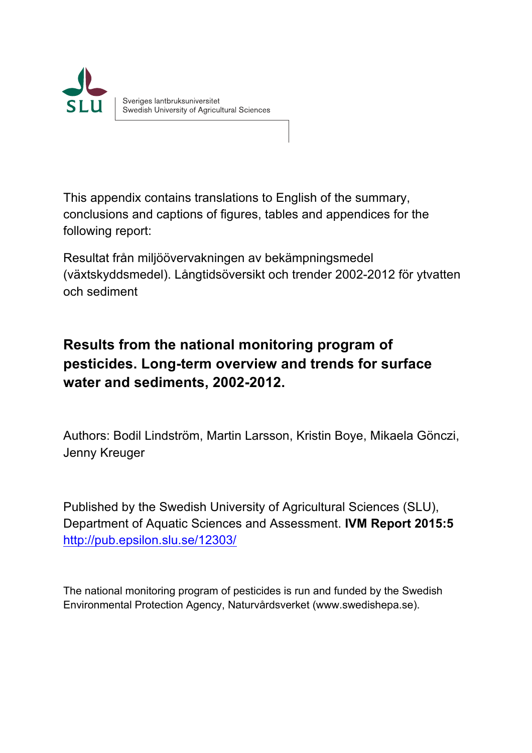SLU

Sveriges lantbruksuniversitet
Swedish University of Agricultural Sciences

This appendix contains translations to English of the summary, conclusions and captions of figures, tables and appendices for the following report:

Resultat från miljöövervakningen av bekämpningsmedel (växtskyddsmedel). Långtidsöversikt och trender 2002-2012 för ytvatten och sediment

# Results from the national monitoring program of pesticides. Long-term overview and trends for surface water and sediments, 2002-2012.

Authors: Bodil Lindström, Martin Larsson, Kristin Boye, Mikaela Gönczi, Jenny Kreuger

Published by the Swedish University of Agricultural Sciences (SLU), Department of Aquatic Sciences and Assessment. **IVM Report 2015:5**
http://pub.epsilon.slu.se/12303/

The national monitoring program of pesticides is run and funded by the Swedish Environmental Protection Agency, Naturvårdsverket (www.swedishepa.se).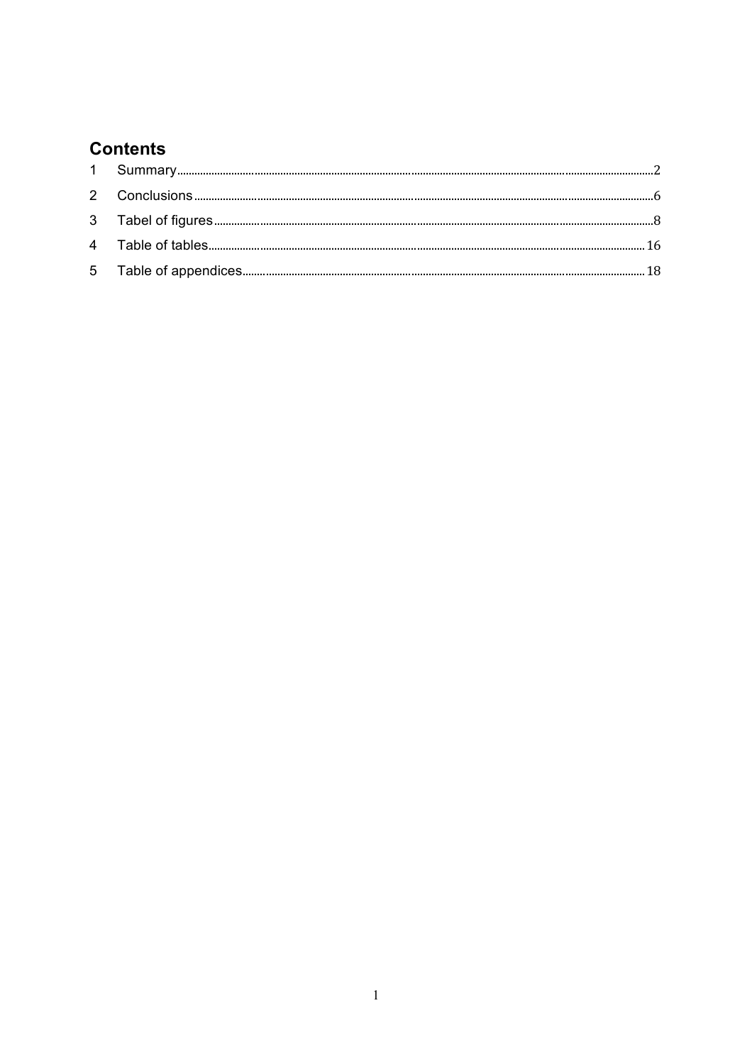# Contents

1 Summary ..... 2

2 Conclusions ..... 6

3 Tabel of figures ..... 8

4 Table of tables ..... 16

5 Table of appendices ..... 18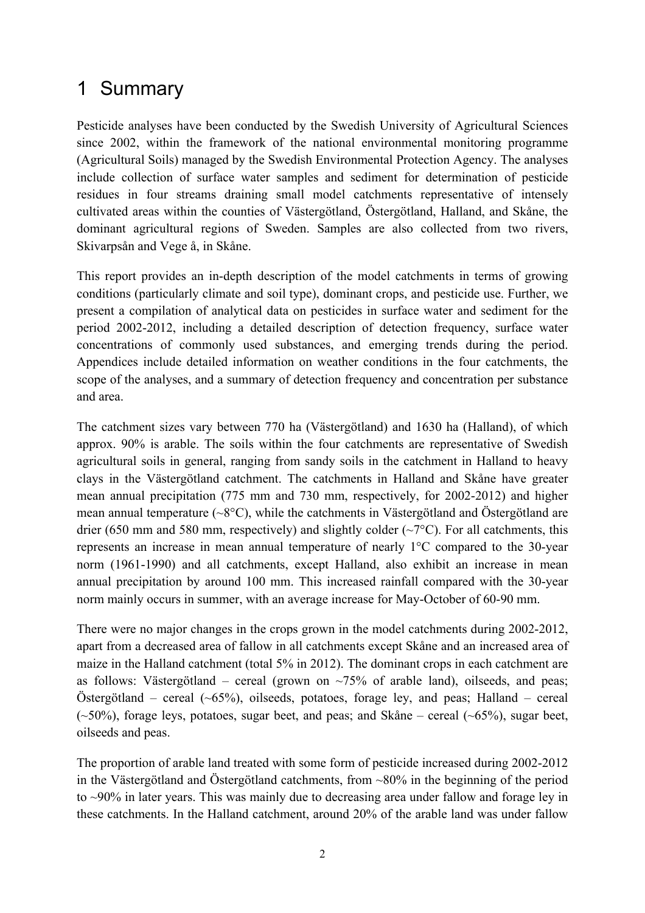# 1 Summary

Pesticide analyses have been conducted by the Swedish University of Agricultural Sciences since 2002, within the framework of the national environmental monitoring programme (Agricultural Soils) managed by the Swedish Environmental Protection Agency. The analyses include collection of surface water samples and sediment for determination of pesticide residues in four streams draining small model catchments representative of intensely cultivated areas within the counties of Västergötland, Östergötland, Halland, and Skåne, the dominant agricultural regions of Sweden. Samples are also collected from two rivers, Skivarpsån and Vege å, in Skåne.

This report provides an in-depth description of the model catchments in terms of growing conditions (particularly climate and soil type), dominant crops, and pesticide use. Further, we present a compilation of analytical data on pesticides in surface water and sediment for the period 2002-2012, including a detailed description of detection frequency, surface water concentrations of commonly used substances, and emerging trends during the period. Appendices include detailed information on weather conditions in the four catchments, the scope of the analyses, and a summary of detection frequency and concentration per substance and area.

The catchment sizes vary between 770 ha (Västergötland) and 1630 ha (Halland), of which approx. 90% is arable. The soils within the four catchments are representative of Swedish agricultural soils in general, ranging from sandy soils in the catchment in Halland to heavy clays in the Västergötland catchment. The catchments in Halland and Skåne have greater mean annual precipitation (775 mm and 730 mm, respectively, for 2002-2012) and higher mean annual temperature (~8°C), while the catchments in Västergötland and Östergötland are drier (650 mm and 580 mm, respectively) and slightly colder (~7°C). For all catchments, this represents an increase in mean annual temperature of nearly 1°C compared to the 30-year norm (1961-1990) and all catchments, except Halland, also exhibit an increase in mean annual precipitation by around 100 mm. This increased rainfall compared with the 30-year norm mainly occurs in summer, with an average increase for May-October of 60-90 mm.

There were no major changes in the crops grown in the model catchments during 2002-2012, apart from a decreased area of fallow in all catchments except Skåne and an increased area of maize in the Halland catchment (total 5% in 2012). The dominant crops in each catchment are as follows: Västergötland – cereal (grown on ~75% of arable land), oilseeds, and peas; Östergötland – cereal (~65%), oilseeds, potatoes, forage ley, and peas; Halland – cereal (~50%), forage leys, potatoes, sugar beet, and peas; and Skåne – cereal (~65%), sugar beet, oilseeds and peas.

The proportion of arable land treated with some form of pesticide increased during 2002-2012 in the Västergötland and Östergötland catchments, from ~80% in the beginning of the period to ~90% in later years. This was mainly due to decreasing area under fallow and forage ley in these catchments. In the Halland catchment, around 20% of the arable land was under fallow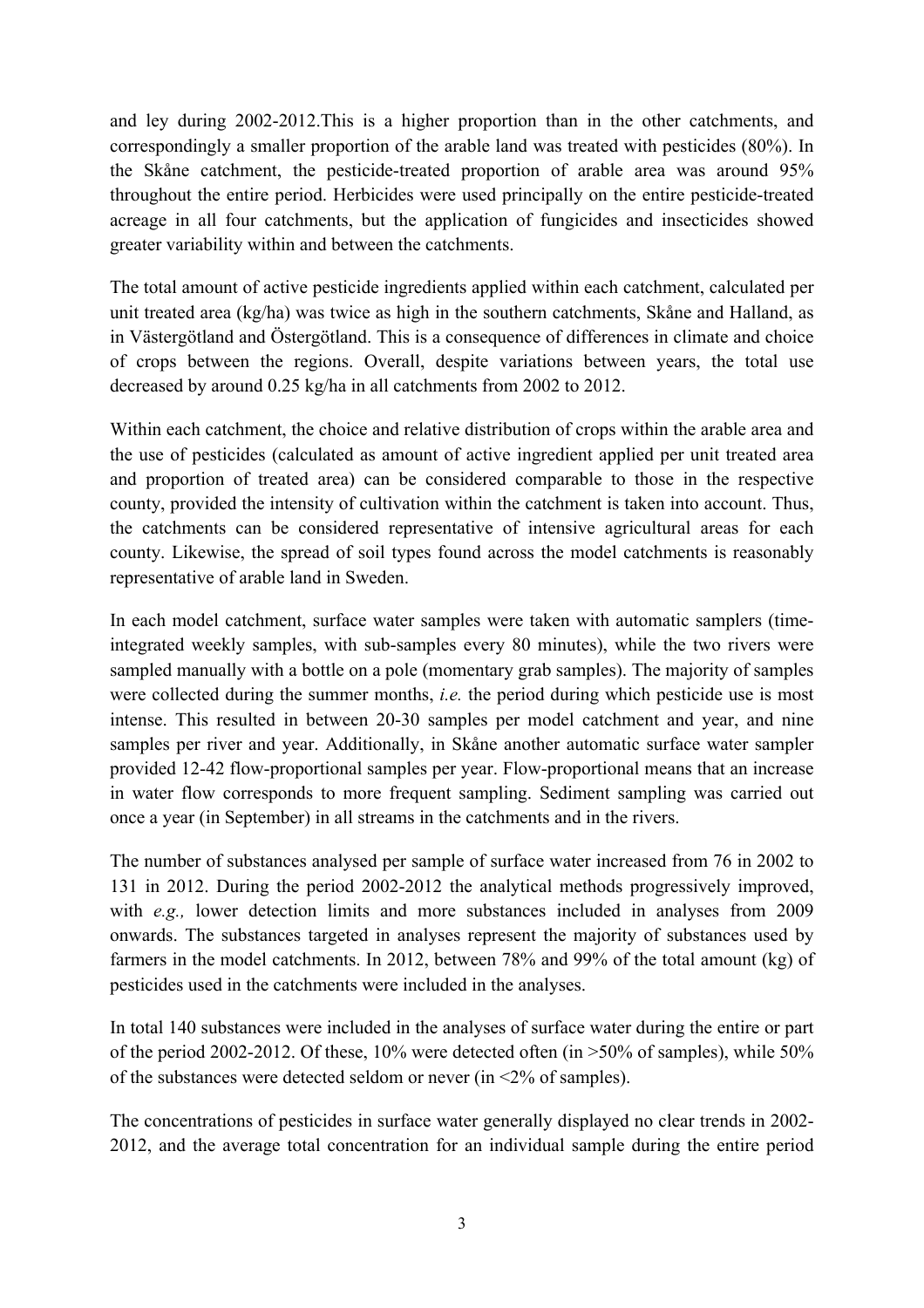and ley during 2002-2012.This is a higher proportion than in the other catchments, and correspondingly a smaller proportion of the arable land was treated with pesticides (80%). In the Skåne catchment, the pesticide-treated proportion of arable area was around 95% throughout the entire period. Herbicides were used principally on the entire pesticide-treated acreage in all four catchments, but the application of fungicides and insecticides showed greater variability within and between the catchments.

The total amount of active pesticide ingredients applied within each catchment, calculated per unit treated area (kg/ha) was twice as high in the southern catchments, Skåne and Halland, as in Västergötland and Östergötland. This is a consequence of differences in climate and choice of crops between the regions. Overall, despite variations between years, the total use decreased by around 0.25 kg/ha in all catchments from 2002 to 2012.

Within each catchment, the choice and relative distribution of crops within the arable area and the use of pesticides (calculated as amount of active ingredient applied per unit treated area and proportion of treated area) can be considered comparable to those in the respective county, provided the intensity of cultivation within the catchment is taken into account. Thus, the catchments can be considered representative of intensive agricultural areas for each county. Likewise, the spread of soil types found across the model catchments is reasonably representative of arable land in Sweden.

In each model catchment, surface water samples were taken with automatic samplers (time-integrated weekly samples, with sub-samples every 80 minutes), while the two rivers were sampled manually with a bottle on a pole (momentary grab samples). The majority of samples were collected during the summer months, *i.e.* the period during which pesticide use is most intense. This resulted in between 20-30 samples per model catchment and year, and nine samples per river and year. Additionally, in Skåne another automatic surface water sampler provided 12-42 flow-proportional samples per year. Flow-proportional means that an increase in water flow corresponds to more frequent sampling. Sediment sampling was carried out once a year (in September) in all streams in the catchments and in the rivers.

The number of substances analysed per sample of surface water increased from 76 in 2002 to 131 in 2012. During the period 2002-2012 the analytical methods progressively improved, with *e.g.,* lower detection limits and more substances included in analyses from 2009 onwards. The substances targeted in analyses represent the majority of substances used by farmers in the model catchments. In 2012, between 78% and 99% of the total amount (kg) of pesticides used in the catchments were included in the analyses.

In total 140 substances were included in the analyses of surface water during the entire or part of the period 2002-2012. Of these, 10% were detected often (in >50% of samples), while 50% of the substances were detected seldom or never (in <2% of samples).

The concentrations of pesticides in surface water generally displayed no clear trends in 2002-2012, and the average total concentration for an individual sample during the entire period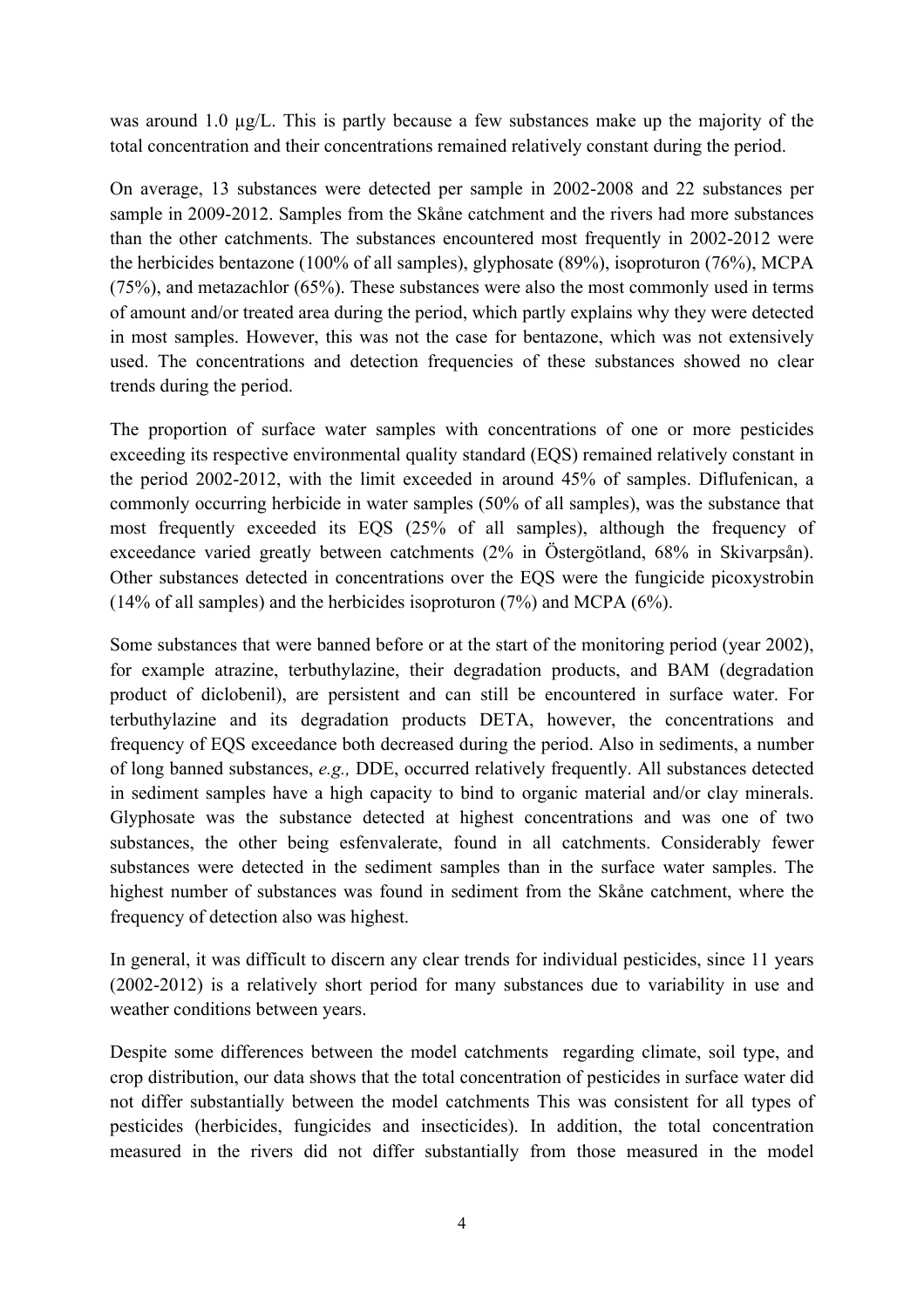was around 1.0 µg/L. This is partly because a few substances make up the majority of the total concentration and their concentrations remained relatively constant during the period.

On average, 13 substances were detected per sample in 2002-2008 and 22 substances per sample in 2009-2012. Samples from the Skåne catchment and the rivers had more substances than the other catchments. The substances encountered most frequently in 2002-2012 were the herbicides bentazone (100% of all samples), glyphosate (89%), isoproturon (76%), MCPA (75%), and metazachlor (65%). These substances were also the most commonly used in terms of amount and/or treated area during the period, which partly explains why they were detected in most samples. However, this was not the case for bentazone, which was not extensively used. The concentrations and detection frequencies of these substances showed no clear trends during the period.

The proportion of surface water samples with concentrations of one or more pesticides exceeding its respective environmental quality standard (EQS) remained relatively constant in the period 2002-2012, with the limit exceeded in around 45% of samples. Diflufenican, a commonly occurring herbicide in water samples (50% of all samples), was the substance that most frequently exceeded its EQS (25% of all samples), although the frequency of exceedance varied greatly between catchments (2% in Östergötland, 68% in Skivarpsån). Other substances detected in concentrations over the EQS were the fungicide picoxystrobin (14% of all samples) and the herbicides isoproturon (7%) and MCPA (6%).

Some substances that were banned before or at the start of the monitoring period (year 2002), for example atrazine, terbuthylazine, their degradation products, and BAM (degradation product of diclobenil), are persistent and can still be encountered in surface water. For terbuthylazine and its degradation products DETA, however, the concentrations and frequency of EQS exceedance both decreased during the period. Also in sediments, a number of long banned substances, *e.g.,* DDE, occurred relatively frequently. All substances detected in sediment samples have a high capacity to bind to organic material and/or clay minerals. Glyphosate was the substance detected at highest concentrations and was one of two substances, the other being esfenvalerate, found in all catchments. Considerably fewer substances were detected in the sediment samples than in the surface water samples. The highest number of substances was found in sediment from the Skåne catchment, where the frequency of detection also was highest.

In general, it was difficult to discern any clear trends for individual pesticides, since 11 years (2002-2012) is a relatively short period for many substances due to variability in use and weather conditions between years.

Despite some differences between the model catchments regarding climate, soil type, and crop distribution, our data shows that the total concentration of pesticides in surface water did not differ substantially between the model catchments This was consistent for all types of pesticides (herbicides, fungicides and insecticides). In addition, the total concentration measured in the rivers did not differ substantially from those measured in the model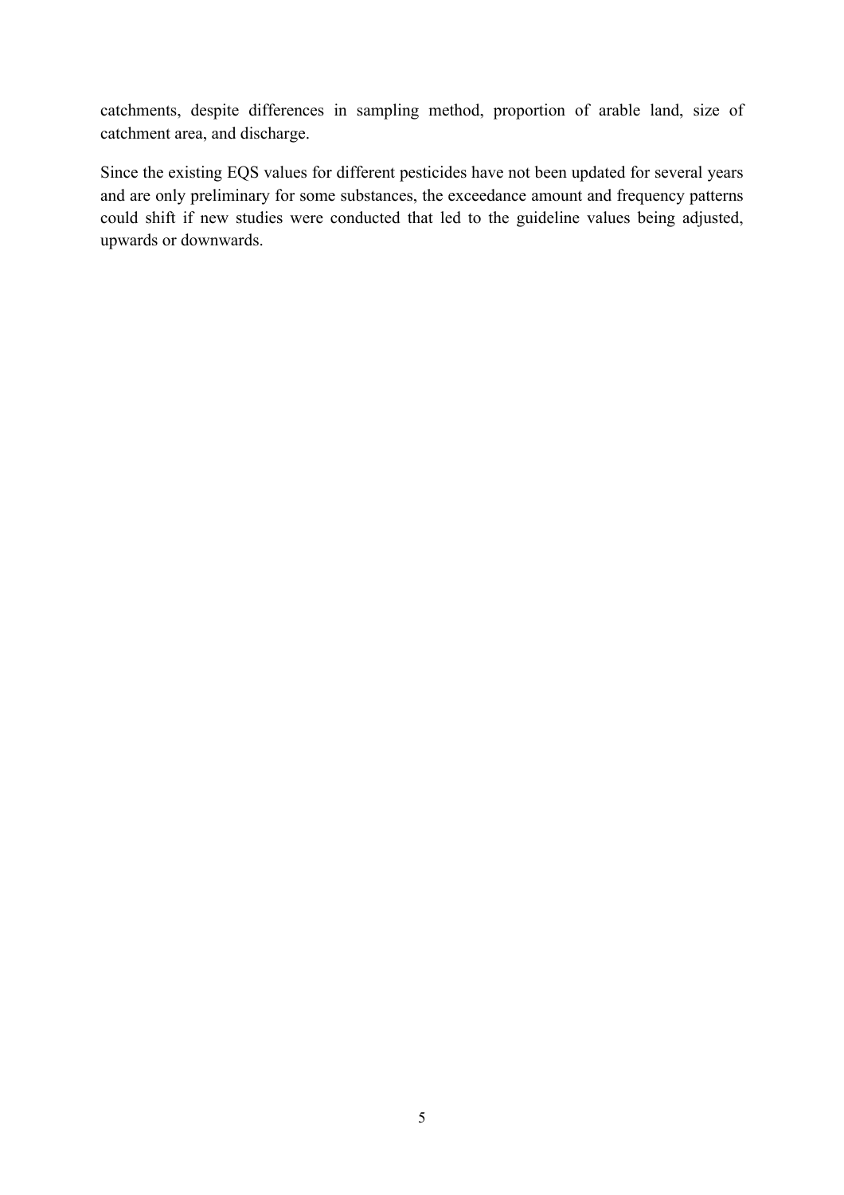catchments, despite differences in sampling method, proportion of arable land, size of catchment area, and discharge.

Since the existing EQS values for different pesticides have not been updated for several years and are only preliminary for some substances, the exceedance amount and frequency patterns could shift if new studies were conducted that led to the guideline values being adjusted, upwards or downwards.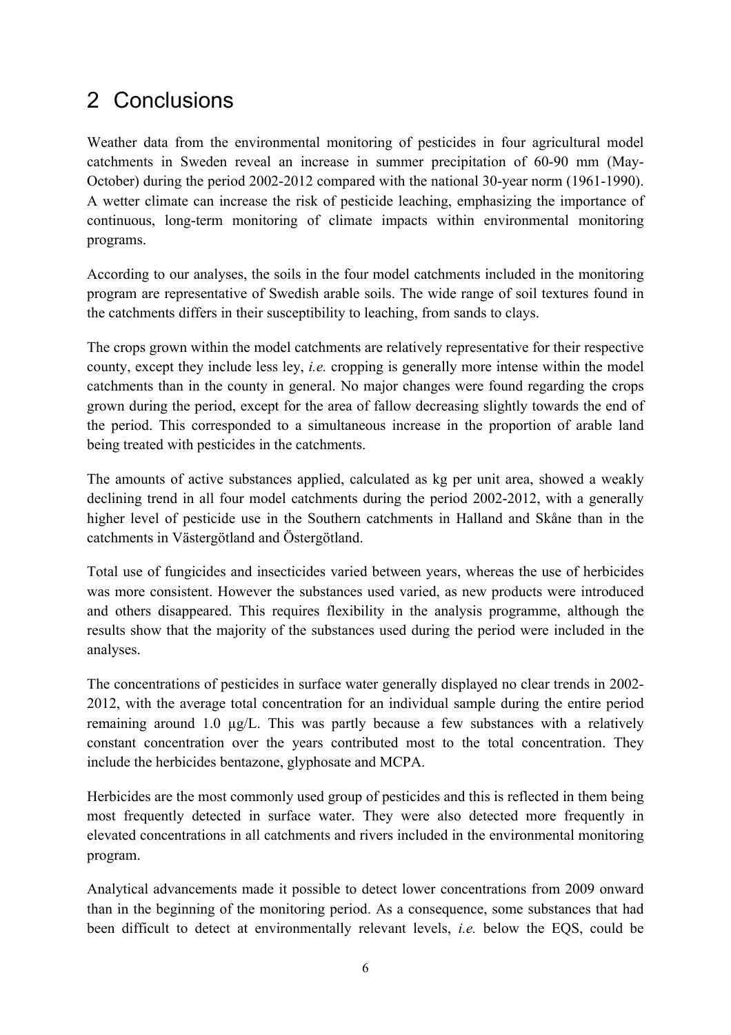# 2 Conclusions

Weather data from the environmental monitoring of pesticides in four agricultural model catchments in Sweden reveal an increase in summer precipitation of 60-90 mm (May-October) during the period 2002-2012 compared with the national 30-year norm (1961-1990). A wetter climate can increase the risk of pesticide leaching, emphasizing the importance of continuous, long-term monitoring of climate impacts within environmental monitoring programs.

According to our analyses, the soils in the four model catchments included in the monitoring program are representative of Swedish arable soils. The wide range of soil textures found in the catchments differs in their susceptibility to leaching, from sands to clays.

The crops grown within the model catchments are relatively representative for their respective county, except they include less ley, *i.e.* cropping is generally more intense within the model catchments than in the county in general. No major changes were found regarding the crops grown during the period, except for the area of fallow decreasing slightly towards the end of the period. This corresponded to a simultaneous increase in the proportion of arable land being treated with pesticides in the catchments.

The amounts of active substances applied, calculated as kg per unit area, showed a weakly declining trend in all four model catchments during the period 2002-2012, with a generally higher level of pesticide use in the Southern catchments in Halland and Skåne than in the catchments in Västergötland and Östergötland.

Total use of fungicides and insecticides varied between years, whereas the use of herbicides was more consistent. However the substances used varied, as new products were introduced and others disappeared. This requires flexibility in the analysis programme, although the results show that the majority of the substances used during the period were included in the analyses.

The concentrations of pesticides in surface water generally displayed no clear trends in 2002-2012, with the average total concentration for an individual sample during the entire period remaining around 1.0 µg/L. This was partly because a few substances with a relatively constant concentration over the years contributed most to the total concentration. They include the herbicides bentazone, glyphosate and MCPA.

Herbicides are the most commonly used group of pesticides and this is reflected in them being most frequently detected in surface water. They were also detected more frequently in elevated concentrations in all catchments and rivers included in the environmental monitoring program.

Analytical advancements made it possible to detect lower concentrations from 2009 onward than in the beginning of the monitoring period. As a consequence, some substances that had been difficult to detect at environmentally relevant levels, *i.e.* below the EQS, could be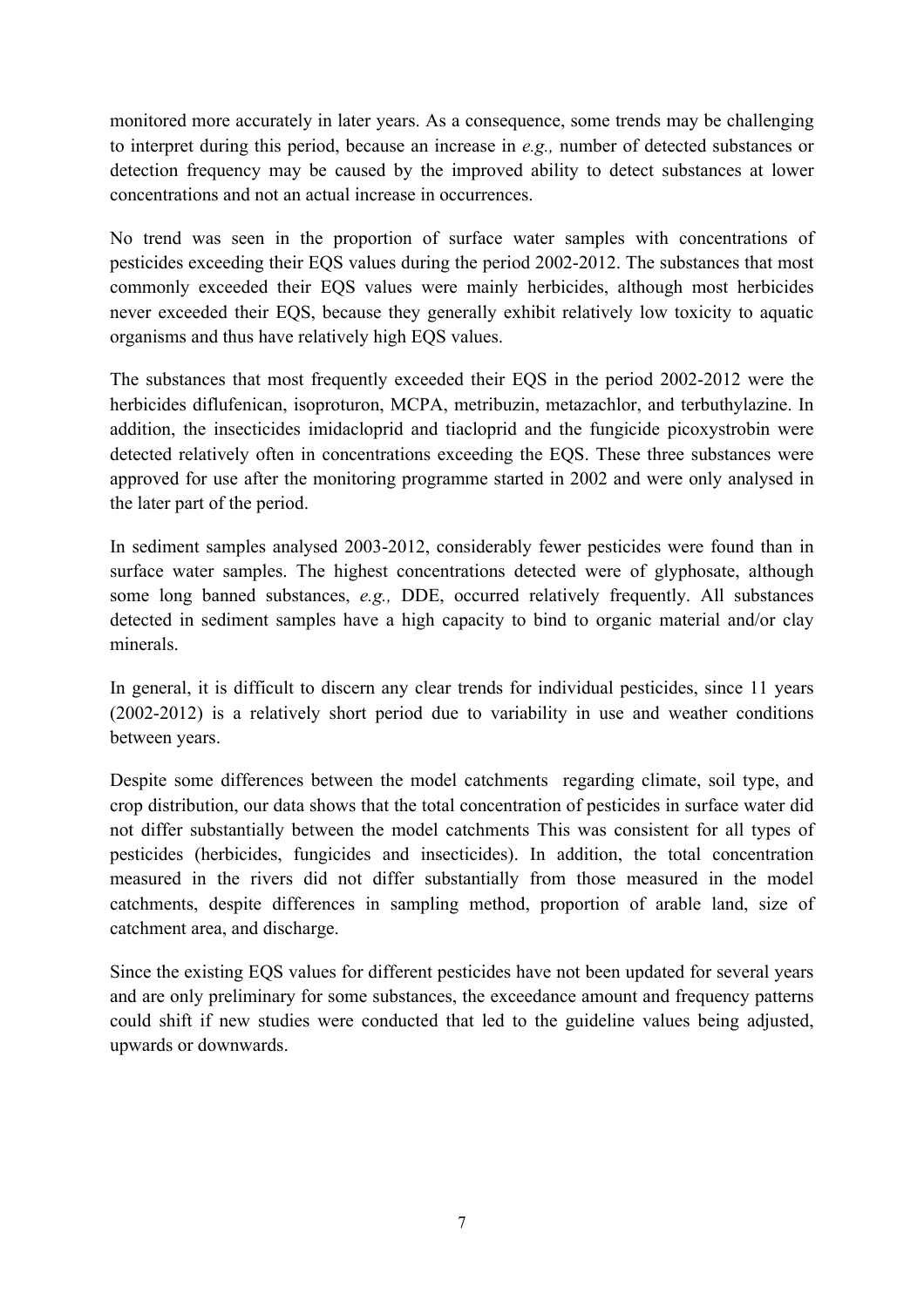monitored more accurately in later years. As a consequence, some trends may be challenging to interpret during this period, because an increase in *e.g.,* number of detected substances or detection frequency may be caused by the improved ability to detect substances at lower concentrations and not an actual increase in occurrences.

No trend was seen in the proportion of surface water samples with concentrations of pesticides exceeding their EQS values during the period 2002-2012. The substances that most commonly exceeded their EQS values were mainly herbicides, although most herbicides never exceeded their EQS, because they generally exhibit relatively low toxicity to aquatic organisms and thus have relatively high EQS values.

The substances that most frequently exceeded their EQS in the period 2002-2012 were the herbicides diflufenican, isoproturon, MCPA, metribuzin, metazachlor, and terbuthylazine. In addition, the insecticides imidacloprid and tiacloprid and the fungicide picoxystrobin were detected relatively often in concentrations exceeding the EQS. These three substances were approved for use after the monitoring programme started in 2002 and were only analysed in the later part of the period.

In sediment samples analysed 2003-2012, considerably fewer pesticides were found than in surface water samples. The highest concentrations detected were of glyphosate, although some long banned substances, *e.g.,* DDE, occurred relatively frequently. All substances detected in sediment samples have a high capacity to bind to organic material and/or clay minerals.

In general, it is difficult to discern any clear trends for individual pesticides, since 11 years (2002-2012) is a relatively short period due to variability in use and weather conditions between years.

Despite some differences between the model catchments regarding climate, soil type, and crop distribution, our data shows that the total concentration of pesticides in surface water did not differ substantially between the model catchments This was consistent for all types of pesticides (herbicides, fungicides and insecticides). In addition, the total concentration measured in the rivers did not differ substantially from those measured in the model catchments, despite differences in sampling method, proportion of arable land, size of catchment area, and discharge.

Since the existing EQS values for different pesticides have not been updated for several years and are only preliminary for some substances, the exceedance amount and frequency patterns could shift if new studies were conducted that led to the guideline values being adjusted, upwards or downwards.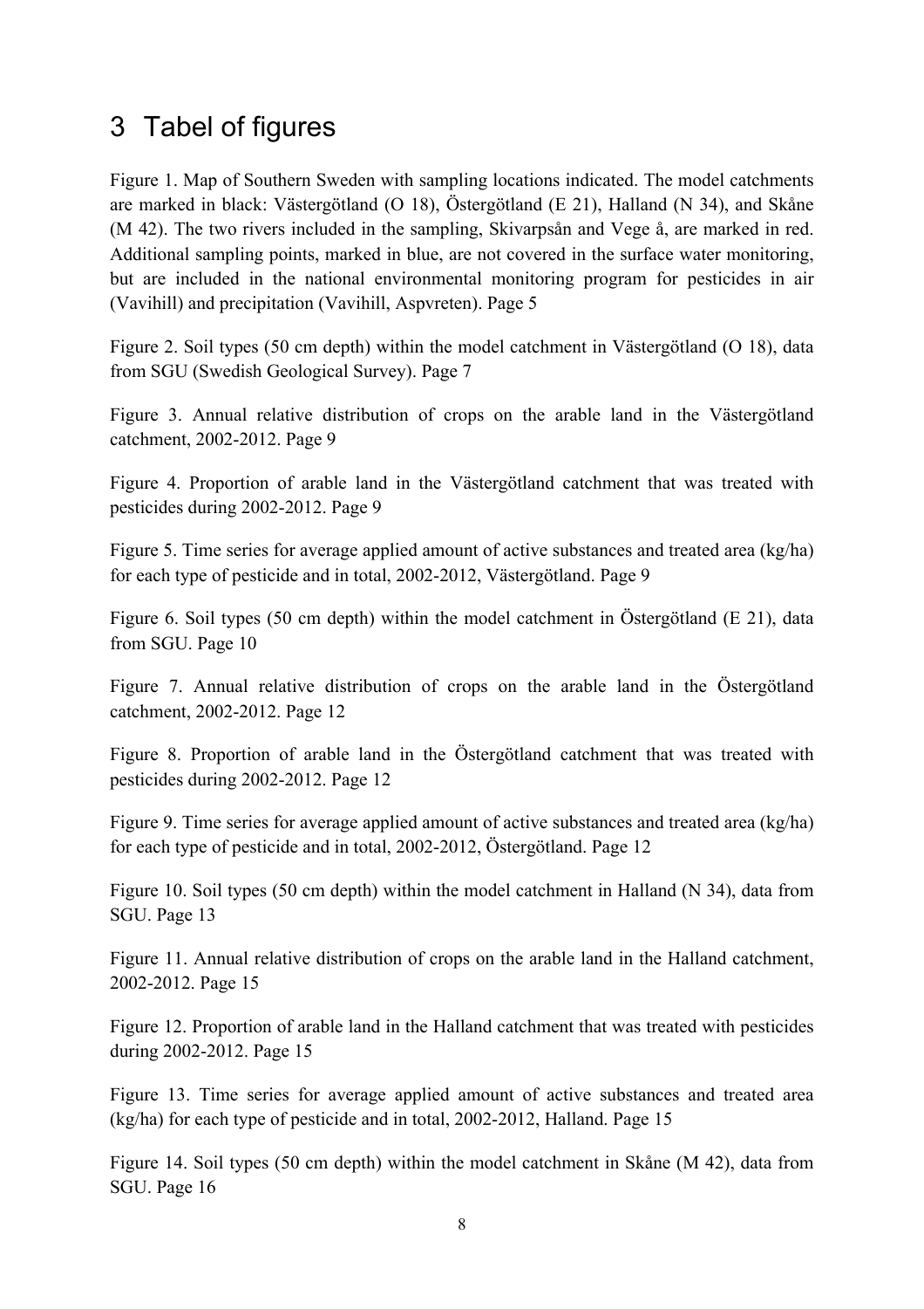# 3 Tabel of figures

Figure 1. Map of Southern Sweden with sampling locations indicated. The model catchments are marked in black: Västergötland (O 18), Östergötland (E 21), Halland (N 34), and Skåne (M 42). The two rivers included in the sampling, Skivarpsån and Vege å, are marked in red. Additional sampling points, marked in blue, are not covered in the surface water monitoring, but are included in the national environmental monitoring program for pesticides in air (Vavihill) and precipitation (Vavihill, Aspvreten). Page 5

Figure 2. Soil types (50 cm depth) within the model catchment in Västergötland (O 18), data from SGU (Swedish Geological Survey). Page 7

Figure 3. Annual relative distribution of crops on the arable land in the Västergötland catchment, 2002-2012. Page 9

Figure 4. Proportion of arable land in the Västergötland catchment that was treated with pesticides during 2002-2012. Page 9

Figure 5. Time series for average applied amount of active substances and treated area (kg/ha) for each type of pesticide and in total, 2002-2012, Västergötland. Page 9

Figure 6. Soil types (50 cm depth) within the model catchment in Östergötland (E 21), data from SGU. Page 10

Figure 7. Annual relative distribution of crops on the arable land in the Östergötland catchment, 2002-2012. Page 12

Figure 8. Proportion of arable land in the Östergötland catchment that was treated with pesticides during 2002-2012. Page 12

Figure 9. Time series for average applied amount of active substances and treated area (kg/ha) for each type of pesticide and in total, 2002-2012, Östergötland. Page 12

Figure 10. Soil types (50 cm depth) within the model catchment in Halland (N 34), data from SGU. Page 13

Figure 11. Annual relative distribution of crops on the arable land in the Halland catchment, 2002-2012. Page 15

Figure 12. Proportion of arable land in the Halland catchment that was treated with pesticides during 2002-2012. Page 15

Figure 13. Time series for average applied amount of active substances and treated area (kg/ha) for each type of pesticide and in total, 2002-2012, Halland. Page 15

Figure 14. Soil types (50 cm depth) within the model catchment in Skåne (M 42), data from SGU. Page 16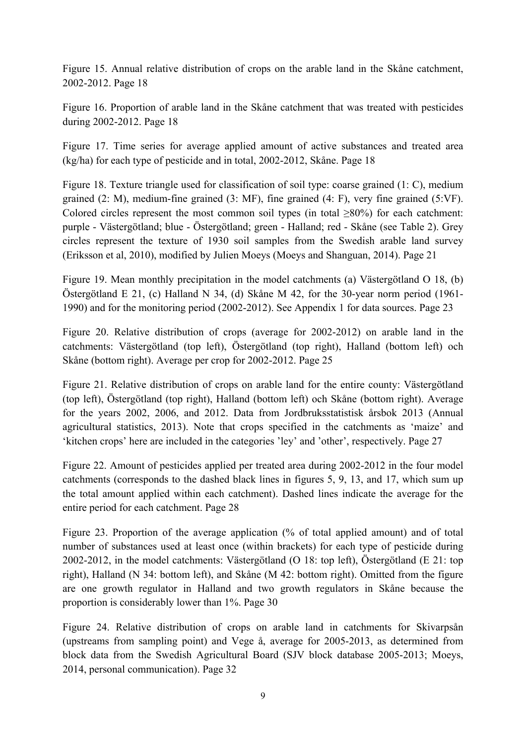Figure 15. Annual relative distribution of crops on the arable land in the Skåne catchment, 2002-2012. Page 18

Figure 16. Proportion of arable land in the Skåne catchment that was treated with pesticides during 2002-2012. Page 18

Figure 17. Time series for average applied amount of active substances and treated area (kg/ha) for each type of pesticide and in total, 2002-2012, Skåne. Page 18

Figure 18. Texture triangle used for classification of soil type: coarse grained (1: C), medium grained (2: M), medium-fine grained (3: MF), fine grained (4: F), very fine grained (5:VF). Colored circles represent the most common soil types (in total ≥80%) for each catchment: purple - Västergötland; blue - Östergötland; green - Halland; red - Skåne (see Table 2). Grey circles represent the texture of 1930 soil samples from the Swedish arable land survey (Eriksson et al, 2010), modified by Julien Moeys (Moeys and Shanguan, 2014). Page 21

Figure 19. Mean monthly precipitation in the model catchments (a) Västergötland O 18, (b) Östergötland E 21, (c) Halland N 34, (d) Skåne M 42, for the 30-year norm period (1961-1990) and for the monitoring period (2002-2012). See Appendix 1 for data sources. Page 23

Figure 20. Relative distribution of crops (average for 2002-2012) on arable land in the catchments: Västergötland (top left), Östergötland (top right), Halland (bottom left) och Skåne (bottom right). Average per crop for 2002-2012. Page 25

Figure 21. Relative distribution of crops on arable land for the entire county: Västergötland (top left), Östergötland (top right), Halland (bottom left) och Skåne (bottom right). Average for the years 2002, 2006, and 2012. Data from Jordbruksstatistisk årsbok 2013 (Annual agricultural statistics, 2013). Note that crops specified in the catchments as 'maize' and 'kitchen crops' here are included in the categories 'ley' and 'other', respectively. Page 27

Figure 22. Amount of pesticides applied per treated area during 2002-2012 in the four model catchments (corresponds to the dashed black lines in figures 5, 9, 13, and 17, which sum up the total amount applied within each catchment). Dashed lines indicate the average for the entire period for each catchment. Page 28

Figure 23. Proportion of the average application (% of total applied amount) and of total number of substances used at least once (within brackets) for each type of pesticide during 2002-2012, in the model catchments: Västergötland (O 18: top left), Östergötland (E 21: top right), Halland (N 34: bottom left), and Skåne (M 42: bottom right). Omitted from the figure are one growth regulator in Halland and two growth regulators in Skåne because the proportion is considerably lower than 1%. Page 30

Figure 24. Relative distribution of crops on arable land in catchments for Skivarpsån (upstreams from sampling point) and Vege å, average for 2005-2013, as determined from block data from the Swedish Agricultural Board (SJV block database 2005-2013; Moeys, 2014, personal communication). Page 32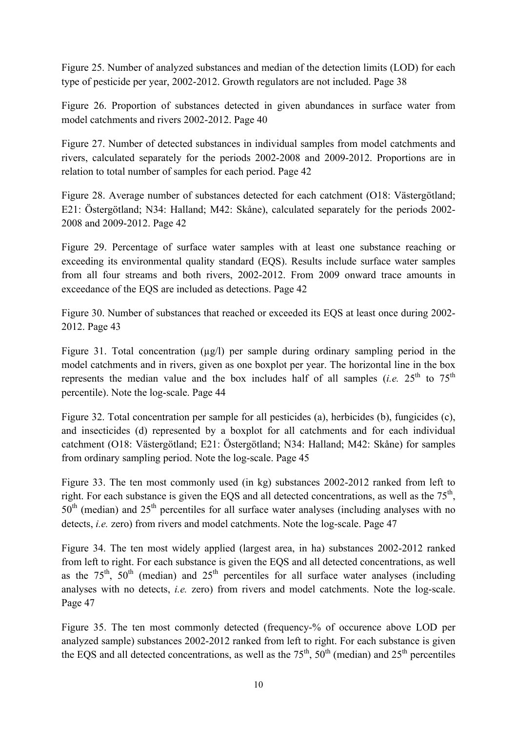Figure 25. Number of analyzed substances and median of the detection limits (LOD) for each type of pesticide per year, 2002-2012. Growth regulators are not included. Page 38

Figure 26. Proportion of substances detected in given abundances in surface water from model catchments and rivers 2002-2012. Page 40

Figure 27. Number of detected substances in individual samples from model catchments and rivers, calculated separately for the periods 2002-2008 and 2009-2012. Proportions are in relation to total number of samples for each period. Page 42

Figure 28. Average number of substances detected for each catchment (O18: Västergötland; E21: Östergötland; N34: Halland; M42: Skåne), calculated separately for the periods 2002-2008 and 2009-2012. Page 42

Figure 29. Percentage of surface water samples with at least one substance reaching or exceeding its environmental quality standard (EQS). Results include surface water samples from all four streams and both rivers, 2002-2012. From 2009 onward trace amounts in exceedance of the EQS are included as detections. Page 42

Figure 30. Number of substances that reached or exceeded its EQS at least once during 2002-2012. Page 43

Figure 31. Total concentration (µg/l) per sample during ordinary sampling period in the model catchments and in rivers, given as one boxplot per year. The horizontal line in the box represents the median value and the box includes half of all samples (*i.e.* 25th to 75th percentile). Note the log-scale. Page 44

Figure 32. Total concentration per sample for all pesticides (a), herbicides (b), fungicides (c), and insecticides (d) represented by a boxplot for all catchments and for each individual catchment (O18: Västergötland; E21: Östergötland; N34: Halland; M42: Skåne) for samples from ordinary sampling period. Note the log-scale. Page 45

Figure 33. The ten most commonly used (in kg) substances 2002-2012 ranked from left to right. For each substance is given the EQS and all detected concentrations, as well as the 75th, 50th (median) and 25th percentiles for all surface water analyses (including analyses with no detects, *i.e.* zero) from rivers and model catchments. Note the log-scale. Page 47

Figure 34. The ten most widely applied (largest area, in ha) substances 2002-2012 ranked from left to right. For each substance is given the EQS and all detected concentrations, as well as the 75th, 50th (median) and 25th percentiles for all surface water analyses (including analyses with no detects, *i.e.* zero) from rivers and model catchments. Note the log-scale. Page 47

Figure 35. The ten most commonly detected (frequency-% of occurence above LOD per analyzed sample) substances 2002-2012 ranked from left to right. For each substance is given the EQS and all detected concentrations, as well as the 75th, 50th (median) and 25th percentiles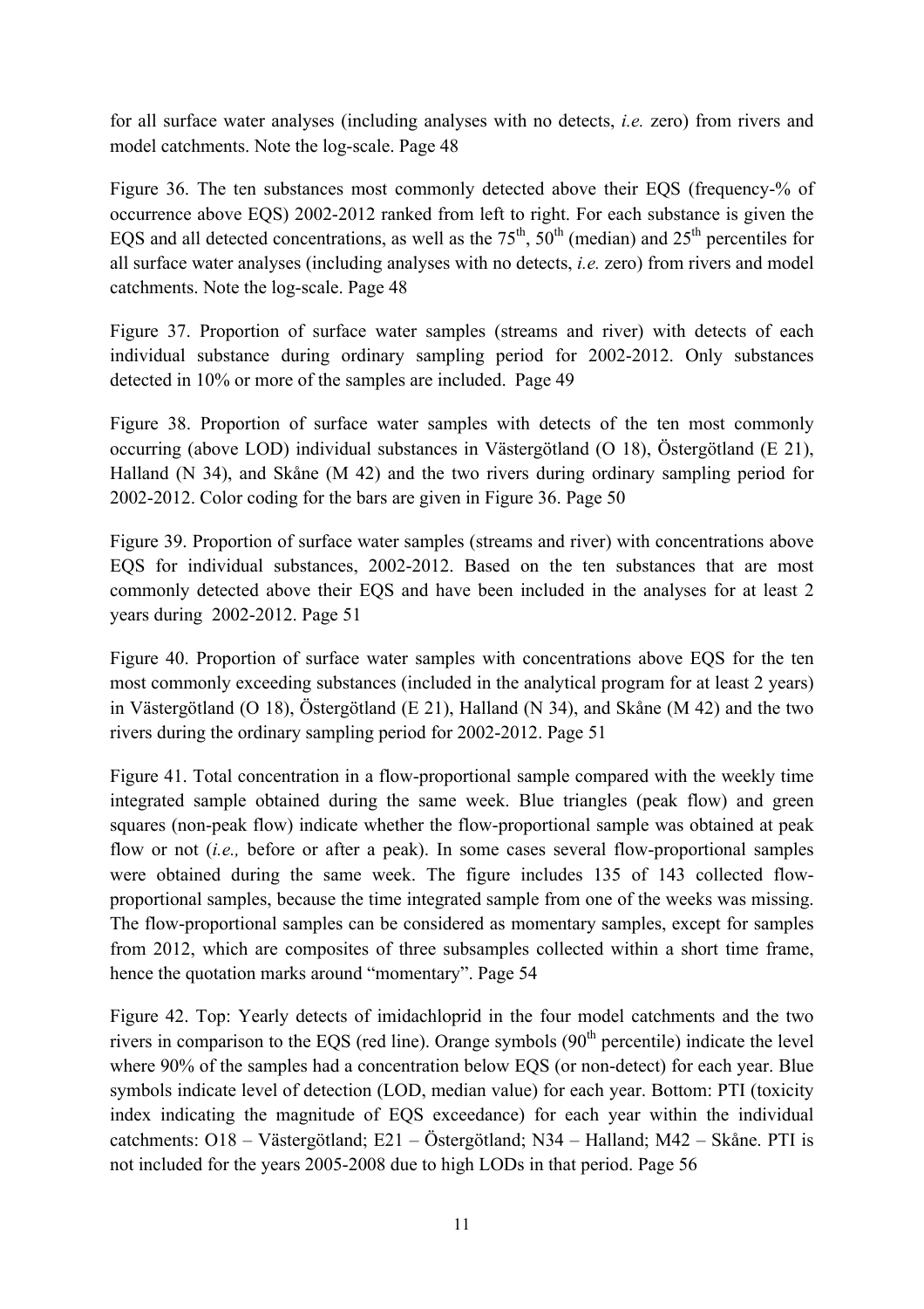for all surface water analyses (including analyses with no detects, *i.e.* zero) from rivers and model catchments. Note the log-scale. Page 48

Figure 36. The ten substances most commonly detected above their EQS (frequency-% of occurrence above EQS) 2002-2012 ranked from left to right. For each substance is given the EQS and all detected concentrations, as well as the $75^{th}$, $50^{th}$ (median) and $25^{th}$ percentiles for all surface water analyses (including analyses with no detects, *i.e.* zero) from rivers and model catchments. Note the log-scale. Page 48

Figure 37. Proportion of surface water samples (streams and river) with detects of each individual substance during ordinary sampling period for 2002-2012. Only substances detected in 10% or more of the samples are included. Page 49

Figure 38. Proportion of surface water samples with detects of the ten most commonly occurring (above LOD) individual substances in Västergötland (O 18), Östergötland (E 21), Halland (N 34), and Skåne (M 42) and the two rivers during ordinary sampling period for 2002-2012. Color coding for the bars are given in Figure 36. Page 50

Figure 39. Proportion of surface water samples (streams and river) with concentrations above EQS for individual substances, 2002-2012. Based on the ten substances that are most commonly detected above their EQS and have been included in the analyses for at least 2 years during 2002-2012. Page 51

Figure 40. Proportion of surface water samples with concentrations above EQS for the ten most commonly exceeding substances (included in the analytical program for at least 2 years) in Västergötland (O 18), Östergötland (E 21), Halland (N 34), and Skåne (M 42) and the two rivers during the ordinary sampling period for 2002-2012. Page 51

Figure 41. Total concentration in a flow-proportional sample compared with the weekly time integrated sample obtained during the same week. Blue triangles (peak flow) and green squares (non-peak flow) indicate whether the flow-proportional sample was obtained at peak flow or not (*i.e.,* before or after a peak). In some cases several flow-proportional samples were obtained during the same week. The figure includes 135 of 143 collected flow-proportional samples, because the time integrated sample from one of the weeks was missing. The flow-proportional samples can be considered as momentary samples, except for samples from 2012, which are composites of three subsamples collected within a short time frame, hence the quotation marks around "momentary". Page 54

Figure 42. Top: Yearly detects of imidachloprid in the four model catchments and the two rivers in comparison to the EQS (red line). Orange symbols ($90^{th}$ percentile) indicate the level where 90% of the samples had a concentration below EQS (or non-detect) for each year. Blue symbols indicate level of detection (LOD, median value) for each year. Bottom: PTI (toxicity index indicating the magnitude of EQS exceedance) for each year within the individual catchments: O18 – Västergötland; E21 – Östergötland; N34 – Halland; M42 – Skåne. PTI is not included for the years 2005-2008 due to high LODs in that period. Page 56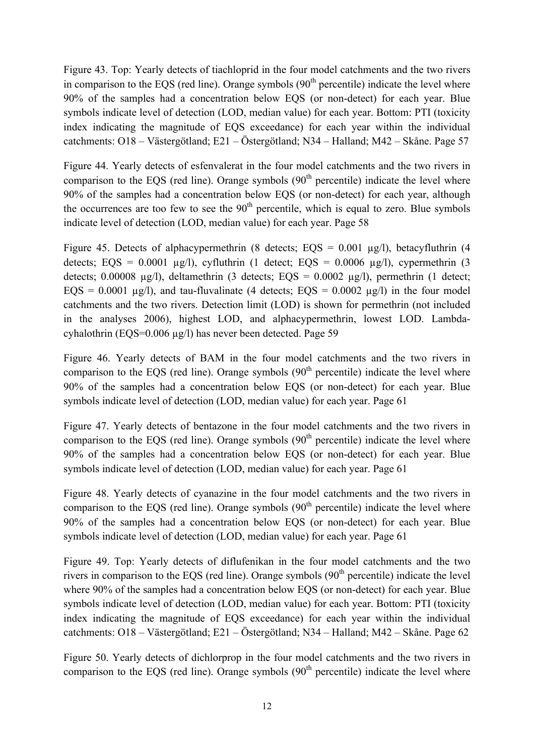Figure 43. Top: Yearly detects of tiachloprid in the four model catchments and the two rivers in comparison to the EQS (red line). Orange symbols (90$^{th}$ percentile) indicate the level where 90% of the samples had a concentration below EQS (or non-detect) for each year. Blue symbols indicate level of detection (LOD, median value) for each year. Bottom: PTI (toxicity index indicating the magnitude of EQS exceedance) for each year within the individual catchments: O18 – Västergötland; E21 – Östergötland; N34 – Halland; M42 – Skåne. Page 57

Figure 44. Yearly detects of esfenvalerat in the four model catchments and the two rivers in comparison to the EQS (red line). Orange symbols (90$^{th}$ percentile) indicate the level where 90% of the samples had a concentration below EQS (or non-detect) for each year, although the occurrences are too few to see the 90$^{th}$ percentile, which is equal to zero. Blue symbols indicate level of detection (LOD, median value) for each year. Page 58

Figure 45. Detects of alphacypermethrin (8 detects; EQS = 0.001 µg/l), betacyfluthrin (4 detects; EQS = 0.0001 µg/l), cyfluthrin (1 detect; EQS = 0.0006 µg/l), cypermethrin (3 detects; 0.00008 µg/l), deltamethrin (3 detects; EQS = 0.0002 µg/l), permethrin (1 detect; EQS = 0.0001 µg/l), and tau-fluvalinate (4 detects; EQS = 0.0002 µg/l) in the four model catchments and the two rivers. Detection limit (LOD) is shown for permethrin (not included in the analyses 2006), highest LOD, and alphacypermethrin, lowest LOD. Lambda-cyhalothrin (EQS=0.006 µg/l) has never been detected. Page 59

Figure 46. Yearly detects of BAM in the four model catchments and the two rivers in comparison to the EQS (red line). Orange symbols (90$^{th}$ percentile) indicate the level where 90% of the samples had a concentration below EQS (or non-detect) for each year. Blue symbols indicate level of detection (LOD, median value) for each year. Page 61

Figure 47. Yearly detects of bentazone in the four model catchments and the two rivers in comparison to the EQS (red line). Orange symbols (90$^{th}$ percentile) indicate the level where 90% of the samples had a concentration below EQS (or non-detect) for each year. Blue symbols indicate level of detection (LOD, median value) for each year. Page 61

Figure 48. Yearly detects of cyanazine in the four model catchments and the two rivers in comparison to the EQS (red line). Orange symbols (90$^{th}$ percentile) indicate the level where 90% of the samples had a concentration below EQS (or non-detect) for each year. Blue symbols indicate level of detection (LOD, median value) for each year. Page 61

Figure 49. Top: Yearly detects of diflufenikan in the four model catchments and the two rivers in comparison to the EQS (red line). Orange symbols (90$^{th}$ percentile) indicate the level where 90% of the samples had a concentration below EQS (or non-detect) for each year. Blue symbols indicate level of detection (LOD, median value) for each year. Bottom: PTI (toxicity index indicating the magnitude of EQS exceedance) for each year within the individual catchments: O18 – Västergötland; E21 – Östergötland; N34 – Halland; M42 – Skåne. Page 62

Figure 50. Yearly detects of dichlorprop in the four model catchments and the two rivers in comparison to the EQS (red line). Orange symbols (90$^{th}$ percentile) indicate the level where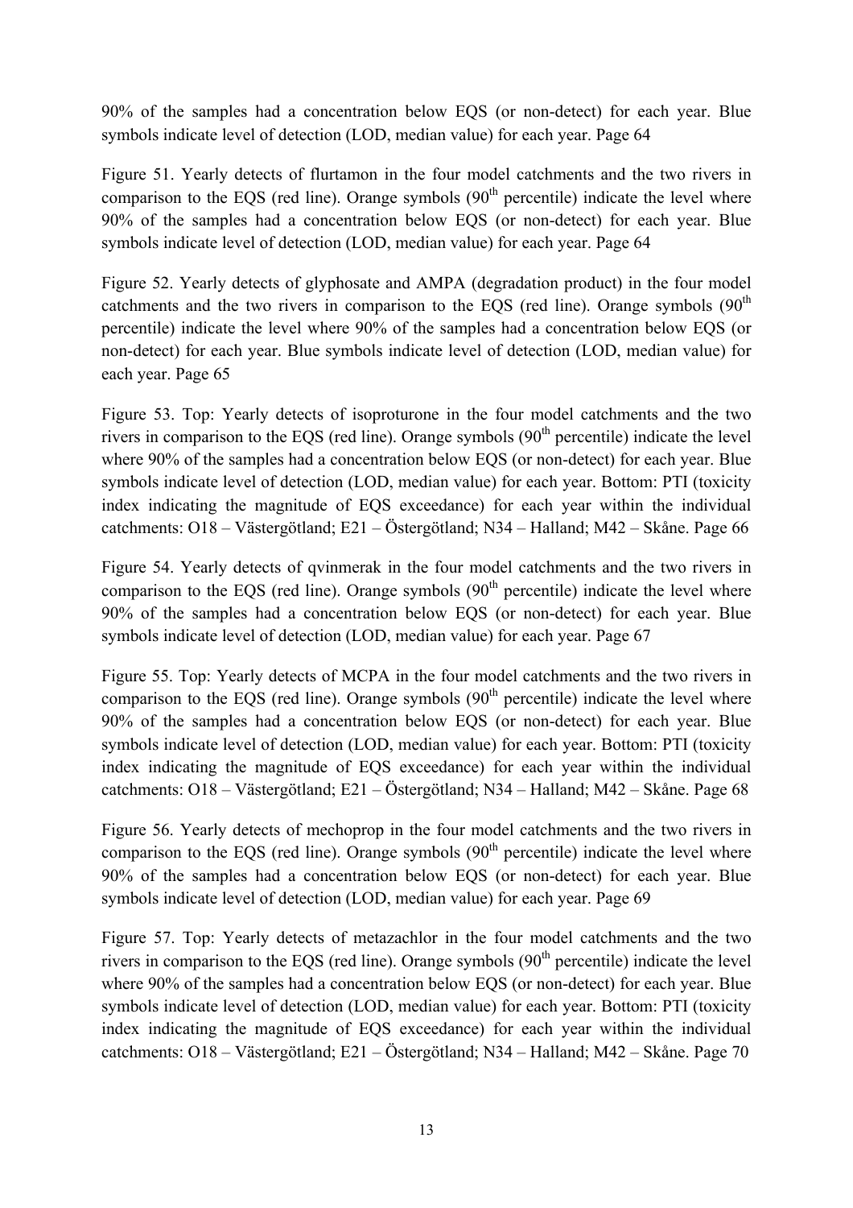90% of the samples had a concentration below EQS (or non-detect) for each year. Blue symbols indicate level of detection (LOD, median value) for each year. Page 64

Figure 51. Yearly detects of flurtamon in the four model catchments and the two rivers in comparison to the EQS (red line). Orange symbols (90$^{th}$ percentile) indicate the level where 90% of the samples had a concentration below EQS (or non-detect) for each year. Blue symbols indicate level of detection (LOD, median value) for each year. Page 64

Figure 52. Yearly detects of glyphosate and AMPA (degradation product) in the four model catchments and the two rivers in comparison to the EQS (red line). Orange symbols (90$^{th}$ percentile) indicate the level where 90% of the samples had a concentration below EQS (or non-detect) for each year. Blue symbols indicate level of detection (LOD, median value) for each year. Page 65

Figure 53. Top: Yearly detects of isoproturone in the four model catchments and the two rivers in comparison to the EQS (red line). Orange symbols (90$^{th}$ percentile) indicate the level where 90% of the samples had a concentration below EQS (or non-detect) for each year. Blue symbols indicate level of detection (LOD, median value) for each year. Bottom: PTI (toxicity index indicating the magnitude of EQS exceedance) for each year within the individual catchments: O18 – Västergötland; E21 – Östergötland; N34 – Halland; M42 – Skåne. Page 66

Figure 54. Yearly detects of qvinmerak in the four model catchments and the two rivers in comparison to the EQS (red line). Orange symbols (90$^{th}$ percentile) indicate the level where 90% of the samples had a concentration below EQS (or non-detect) for each year. Blue symbols indicate level of detection (LOD, median value) for each year. Page 67

Figure 55. Top: Yearly detects of MCPA in the four model catchments and the two rivers in comparison to the EQS (red line). Orange symbols (90$^{th}$ percentile) indicate the level where 90% of the samples had a concentration below EQS (or non-detect) for each year. Blue symbols indicate level of detection (LOD, median value) for each year. Bottom: PTI (toxicity index indicating the magnitude of EQS exceedance) for each year within the individual catchments: O18 – Västergötland; E21 – Östergötland; N34 – Halland; M42 – Skåne. Page 68

Figure 56. Yearly detects of mechoprop in the four model catchments and the two rivers in comparison to the EQS (red line). Orange symbols (90$^{th}$ percentile) indicate the level where 90% of the samples had a concentration below EQS (or non-detect) for each year. Blue symbols indicate level of detection (LOD, median value) for each year. Page 69

Figure 57. Top: Yearly detects of metazachlor in the four model catchments and the two rivers in comparison to the EQS (red line). Orange symbols (90$^{th}$ percentile) indicate the level where 90% of the samples had a concentration below EQS (or non-detect) for each year. Blue symbols indicate level of detection (LOD, median value) for each year. Bottom: PTI (toxicity index indicating the magnitude of EQS exceedance) for each year within the individual catchments: O18 – Västergötland; E21 – Östergötland; N34 – Halland; M42 – Skåne. Page 70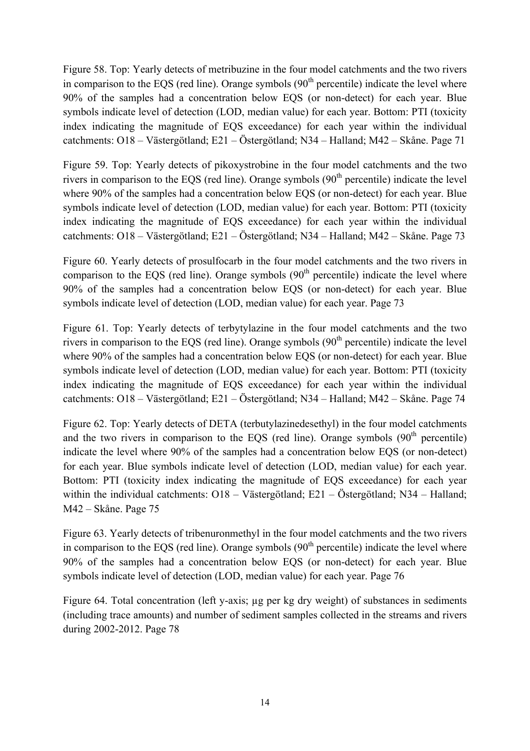Figure 58. Top: Yearly detects of metribuzine in the four model catchments and the two rivers in comparison to the EQS (red line). Orange symbols (90$^{th}$ percentile) indicate the level where 90% of the samples had a concentration below EQS (or non-detect) for each year. Blue symbols indicate level of detection (LOD, median value) for each year. Bottom: PTI (toxicity index indicating the magnitude of EQS exceedance) for each year within the individual catchments: O18 – Västergötland; E21 – Östergötland; N34 – Halland; M42 – Skåne. Page 71

Figure 59. Top: Yearly detects of pikoxystrobine in the four model catchments and the two rivers in comparison to the EQS (red line). Orange symbols (90$^{th}$ percentile) indicate the level where 90% of the samples had a concentration below EQS (or non-detect) for each year. Blue symbols indicate level of detection (LOD, median value) for each year. Bottom: PTI (toxicity index indicating the magnitude of EQS exceedance) for each year within the individual catchments: O18 – Västergötland; E21 – Östergötland; N34 – Halland; M42 – Skåne. Page 73

Figure 60. Yearly detects of prosulfocarb in the four model catchments and the two rivers in comparison to the EQS (red line). Orange symbols (90$^{th}$ percentile) indicate the level where 90% of the samples had a concentration below EQS (or non-detect) for each year. Blue symbols indicate level of detection (LOD, median value) for each year. Page 73

Figure 61. Top: Yearly detects of terbytylazine in the four model catchments and the two rivers in comparison to the EQS (red line). Orange symbols (90$^{th}$ percentile) indicate the level where 90% of the samples had a concentration below EQS (or non-detect) for each year. Blue symbols indicate level of detection (LOD, median value) for each year. Bottom: PTI (toxicity index indicating the magnitude of EQS exceedance) for each year within the individual catchments: O18 – Västergötland; E21 – Östergötland; N34 – Halland; M42 – Skåne. Page 74

Figure 62. Top: Yearly detects of DETA (terbutylazinedesethyl) in the four model catchments and the two rivers in comparison to the EQS (red line). Orange symbols (90$^{th}$ percentile) indicate the level where 90% of the samples had a concentration below EQS (or non-detect) for each year. Blue symbols indicate level of detection (LOD, median value) for each year. Bottom: PTI (toxicity index indicating the magnitude of EQS exceedance) for each year within the individual catchments: O18 – Västergötland; E21 – Östergötland; N34 – Halland; M42 – Skåne. Page 75

Figure 63. Yearly detects of tribenuronmethyl in the four model catchments and the two rivers in comparison to the EQS (red line). Orange symbols (90$^{th}$ percentile) indicate the level where 90% of the samples had a concentration below EQS (or non-detect) for each year. Blue symbols indicate level of detection (LOD, median value) for each year. Page 76

Figure 64. Total concentration (left y-axis; µg per kg dry weight) of substances in sediments (including trace amounts) and number of sediment samples collected in the streams and rivers during 2002-2012. Page 78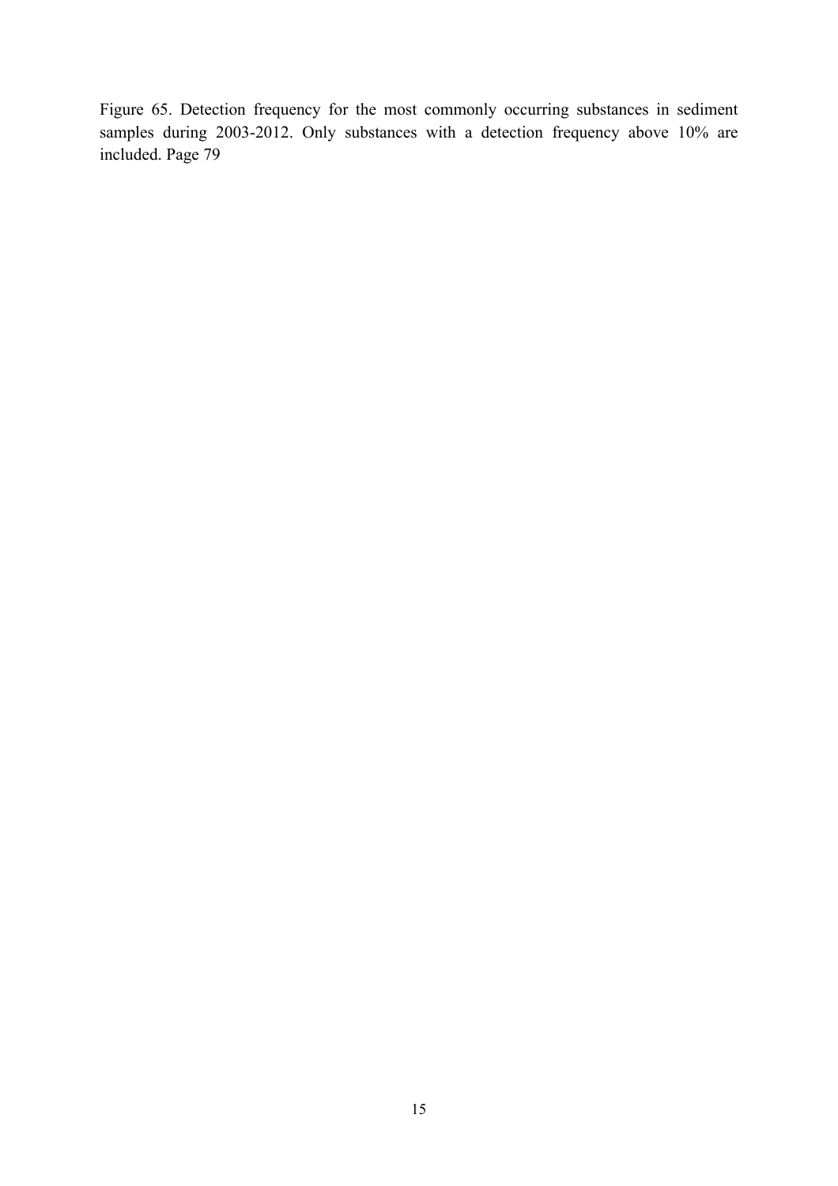Figure 65. Detection frequency for the most commonly occurring substances in sediment samples during 2003-2012. Only substances with a detection frequency above 10% are included. Page 79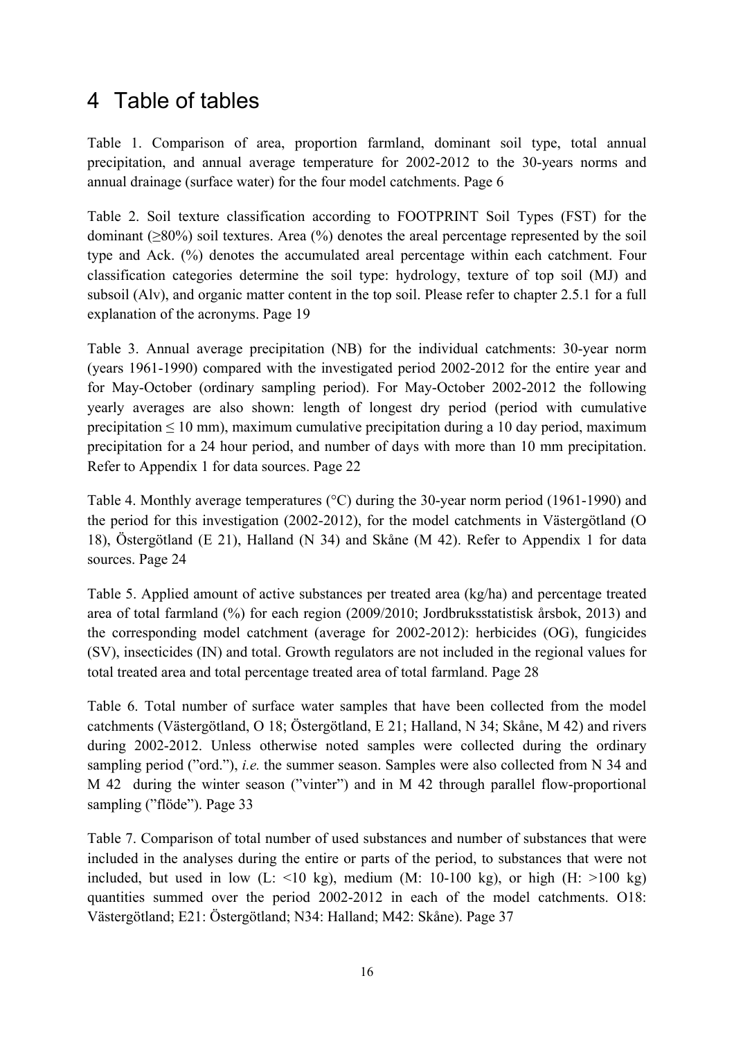# 4 Table of tables

Table 1. Comparison of area, proportion farmland, dominant soil type, total annual precipitation, and annual average temperature for 2002-2012 to the 30-years norms and annual drainage (surface water) for the four model catchments. Page 6

Table 2. Soil texture classification according to FOOTPRINT Soil Types (FST) for the dominant (≥80%) soil textures. Area (%) denotes the areal percentage represented by the soil type and Ack. (%) denotes the accumulated areal percentage within each catchment. Four classification categories determine the soil type: hydrology, texture of top soil (MJ) and subsoil (Alv), and organic matter content in the top soil. Please refer to chapter 2.5.1 for a full explanation of the acronyms. Page 19

Table 3. Annual average precipitation (NB) for the individual catchments: 30-year norm (years 1961-1990) compared with the investigated period 2002-2012 for the entire year and for May-October (ordinary sampling period). For May-October 2002-2012 the following yearly averages are also shown: length of longest dry period (period with cumulative precipitation ≤ 10 mm), maximum cumulative precipitation during a 10 day period, maximum precipitation for a 24 hour period, and number of days with more than 10 mm precipitation. Refer to Appendix 1 for data sources. Page 22

Table 4. Monthly average temperatures (°C) during the 30-year norm period (1961-1990) and the period for this investigation (2002-2012), for the model catchments in Västergötland (O 18), Östergötland (E 21), Halland (N 34) and Skåne (M 42). Refer to Appendix 1 for data sources. Page 24

Table 5. Applied amount of active substances per treated area (kg/ha) and percentage treated area of total farmland (%) for each region (2009/2010; Jordbruksstatistisk årsbok, 2013) and the corresponding model catchment (average for 2002-2012): herbicides (OG), fungicides (SV), insecticides (IN) and total. Growth regulators are not included in the regional values for total treated area and total percentage treated area of total farmland. Page 28

Table 6. Total number of surface water samples that have been collected from the model catchments (Västergötland, O 18; Östergötland, E 21; Halland, N 34; Skåne, M 42) and rivers during 2002-2012. Unless otherwise noted samples were collected during the ordinary sampling period ("ord."), *i.e.* the summer season. Samples were also collected from N 34 and M 42 during the winter season ("vinter") and in M 42 through parallel flow-proportional sampling ("flöde"). Page 33

Table 7. Comparison of total number of used substances and number of substances that were included in the analyses during the entire or parts of the period, to substances that were not included, but used in low (L: <10 kg), medium (M: 10-100 kg), or high (H: >100 kg) quantities summed over the period 2002-2012 in each of the model catchments. O18: Västergötland; E21: Östergötland; N34: Halland; M42: Skåne). Page 37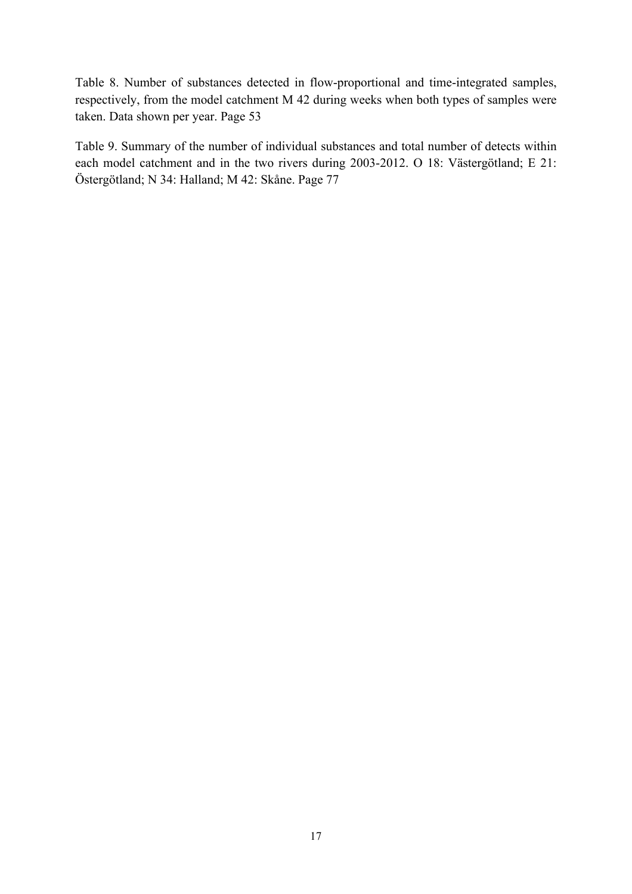Table 8. Number of substances detected in flow-proportional and time-integrated samples, respectively, from the model catchment M 42 during weeks when both types of samples were taken. Data shown per year. Page 53

Table 9. Summary of the number of individual substances and total number of detects within each model catchment and in the two rivers during 2003-2012. O 18: Västergötland; E 21: Östergötland; N 34: Halland; M 42: Skåne. Page 77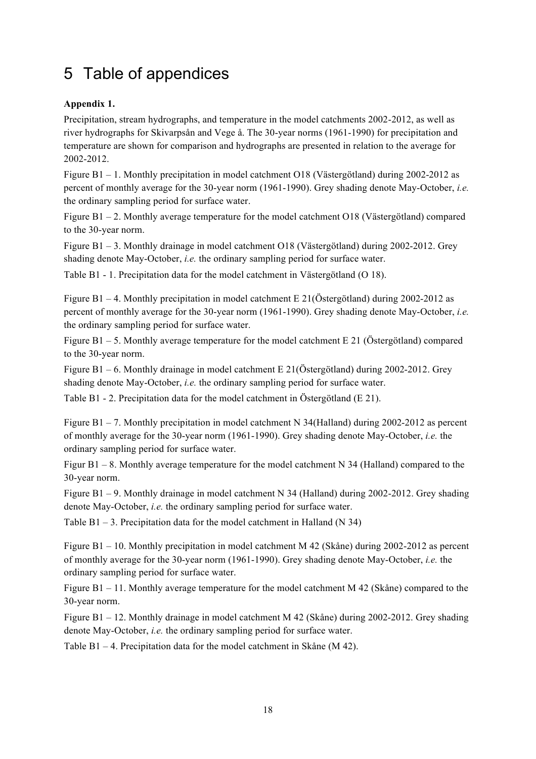# 5 Table of appendices

**Appendix 1.**

Precipitation, stream hydrographs, and temperature in the model catchments 2002-2012, as well as river hydrographs for Skivarpsån and Vege å. The 30-year norms (1961-1990) for precipitation and temperature are shown for comparison and hydrographs are presented in relation to the average for 2002-2012.

Figure B1 – 1. Monthly precipitation in model catchment O18 (Västergötland) during 2002-2012 as percent of monthly average for the 30-year norm (1961-1990). Grey shading denote May-October, *i.e.* the ordinary sampling period for surface water.

Figure B1 – 2. Monthly average temperature for the model catchment O18 (Västergötland) compared to the 30-year norm.

Figure B1 – 3. Monthly drainage in model catchment O18 (Västergötland) during 2002-2012. Grey shading denote May-October, *i.e.* the ordinary sampling period for surface water.

Table B1 - 1. Precipitation data for the model catchment in Västergötland (O 18).

Figure B1 – 4. Monthly precipitation in model catchment E 21(Östergötland) during 2002-2012 as percent of monthly average for the 30-year norm (1961-1990). Grey shading denote May-October, *i.e.* the ordinary sampling period for surface water.

Figure B1 – 5. Monthly average temperature for the model catchment E 21 (Östergötland) compared to the 30-year norm.

Figure B1 – 6. Monthly drainage in model catchment E 21(Östergötland) during 2002-2012. Grey shading denote May-October, *i.e.* the ordinary sampling period for surface water.

Table B1 - 2. Precipitation data for the model catchment in Östergötland (E 21).

Figure B1 – 7. Monthly precipitation in model catchment N 34(Halland) during 2002-2012 as percent of monthly average for the 30-year norm (1961-1990). Grey shading denote May-October, *i.e.* the ordinary sampling period for surface water.

Figur B1 – 8. Monthly average temperature for the model catchment N 34 (Halland) compared to the 30-year norm.

Figure B1 – 9. Monthly drainage in model catchment N 34 (Halland) during 2002-2012. Grey shading denote May-October, *i.e.* the ordinary sampling period for surface water.

Table B1 – 3. Precipitation data for the model catchment in Halland (N 34)

Figure B1 – 10. Monthly precipitation in model catchment M 42 (Skåne) during 2002-2012 as percent of monthly average for the 30-year norm (1961-1990). Grey shading denote May-October, *i.e.* the ordinary sampling period for surface water.

Figure B1 – 11. Monthly average temperature for the model catchment M 42 (Skåne) compared to the 30-year norm.

Figure B1 – 12. Monthly drainage in model catchment M 42 (Skåne) during 2002-2012. Grey shading denote May-October, *i.e.* the ordinary sampling period for surface water.

Table B1 – 4. Precipitation data for the model catchment in Skåne (M 42).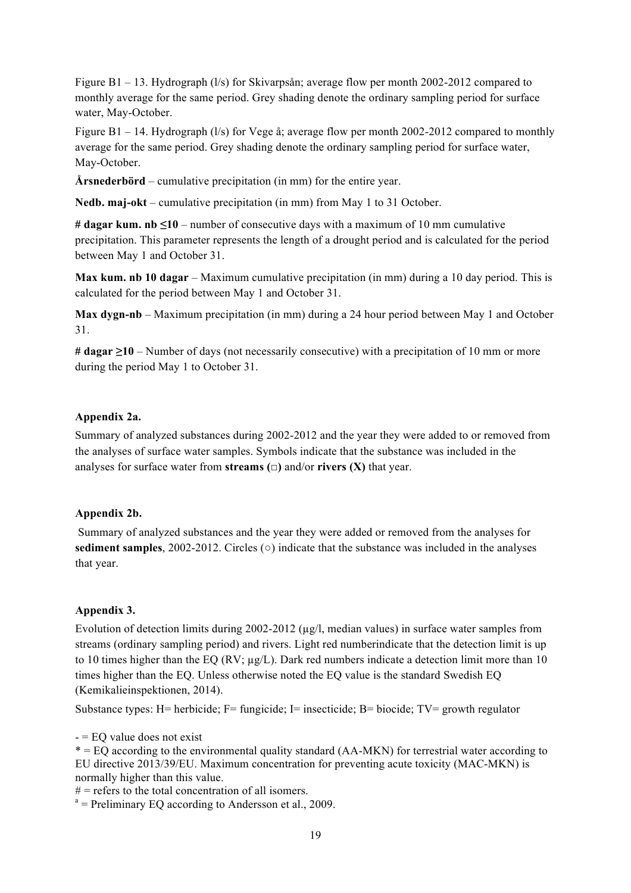Figure B1 – 13. Hydrograph (l/s) for Skivarpsån; average flow per month 2002-2012 compared to monthly average for the same period. Grey shading denote the ordinary sampling period for surface water, May-October.

Figure B1 – 14. Hydrograph (l/s) for Vege å; average flow per month 2002-2012 compared to monthly average for the same period. Grey shading denote the ordinary sampling period for surface water, May-October.

**Årsnederbörd** – cumulative precipitation (in mm) for the entire year.

**Nedb. maj-okt** – cumulative precipitation (in mm) from May 1 to 31 October.

**# dagar kum. nb ≤10** – number of consecutive days with a maximum of 10 mm cumulative precipitation. This parameter represents the length of a drought period and is calculated for the period between May 1 and October 31.

**Max kum. nb 10 dagar** – Maximum cumulative precipitation (in mm) during a 10 day period. This is calculated for the period between May 1 and October 31.

**Max dygn-nb** – Maximum precipitation (in mm) during a 24 hour period between May 1 and October 31.

**# dagar ≥10** – Number of days (not necessarily consecutive) with a precipitation of 10 mm or more during the period May 1 to October 31.

**Appendix 2a.**

Summary of analyzed substances during 2002-2012 and the year they were added to or removed from the analyses of surface water samples. Symbols indicate that the substance was included in the analyses for surface water from **streams (□)** and/or **rivers (X)** that year.

**Appendix 2b.**

Summary of analyzed substances and the year they were added or removed from the analyses for **sediment samples**, 2002-2012. Circles (○) indicate that the substance was included in the analyses that year.

**Appendix 3.**

Evolution of detection limits during 2002-2012 (µg/l, median values) in surface water samples from streams (ordinary sampling period) and rivers. Light red numberindicate that the detection limit is up to 10 times higher than the EQ (RV; µg/L). Dark red numbers indicate a detection limit more than 10 times higher than the EQ. Unless otherwise noted the EQ value is the standard Swedish EQ (Kemikalieinspektionen, 2014).

Substance types: H= herbicide; F= fungicide; I= insecticide; B= biocide; TV= growth regulator

- = EQ value does not exist

* = EQ according to the environmental quality standard (AA-MKN) for terrestrial water according to EU directive 2013/39/EU. Maximum concentration for preventing acute toxicity (MAC-MKN) is normally higher than this value.

# = refers to the total concentration of all isomers.

[a] = Preliminary EQ according to Andersson et al., 2009.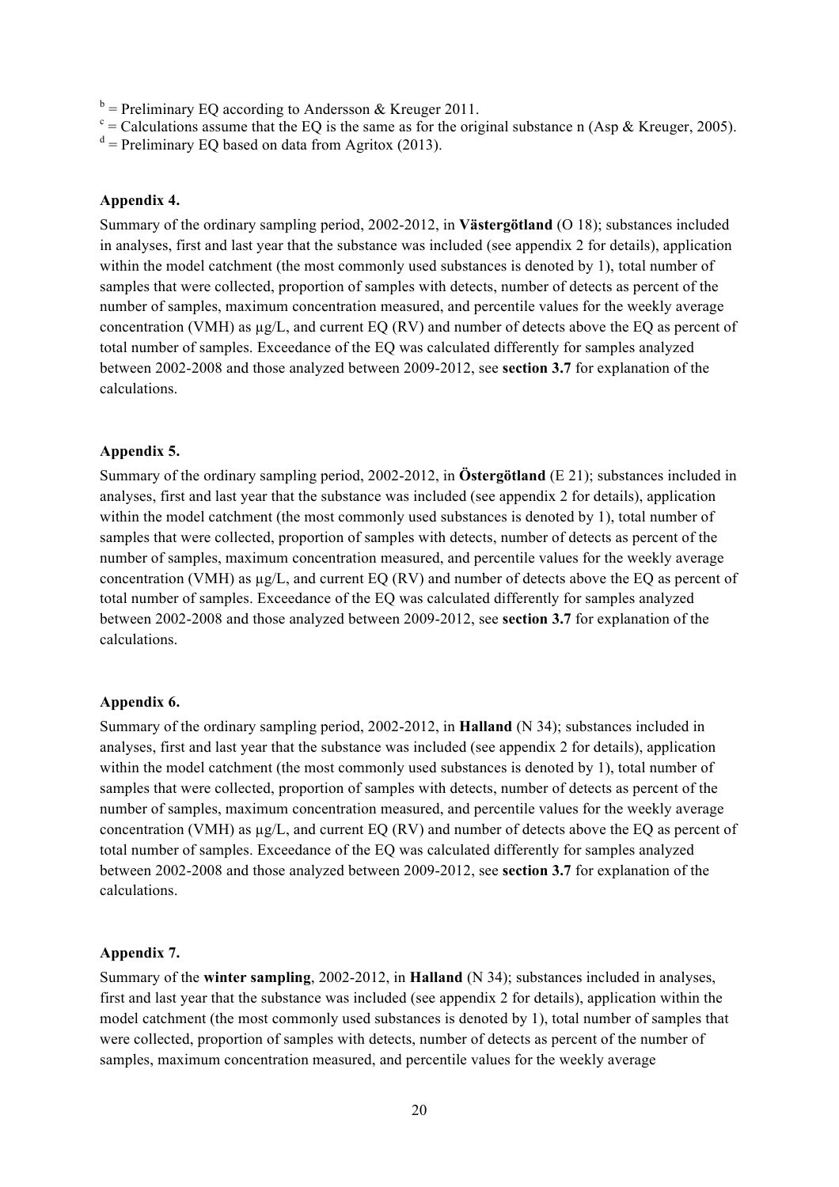[b] = Preliminary EQ according to Andersson & Kreuger 2011.
[c] = Calculations assume that the EQ is the same as for the original substance n (Asp & Kreuger, 2005).
[d] = Preliminary EQ based on data from Agritox (2013).

**Appendix 4.**

Summary of the ordinary sampling period, 2002-2012, in **Västergötland** (O 18); substances included in analyses, first and last year that the substance was included (see appendix 2 for details), application within the model catchment (the most commonly used substances is denoted by 1), total number of samples that were collected, proportion of samples with detects, number of detects as percent of the number of samples, maximum concentration measured, and percentile values for the weekly average concentration (VMH) as µg/L, and current EQ (RV) and number of detects above the EQ as percent of total number of samples. Exceedance of the EQ was calculated differently for samples analyzed between 2002-2008 and those analyzed between 2009-2012, see **section 3.7** for explanation of the calculations.

**Appendix 5.**

Summary of the ordinary sampling period, 2002-2012, in **Östergötland** (E 21); substances included in analyses, first and last year that the substance was included (see appendix 2 for details), application within the model catchment (the most commonly used substances is denoted by 1), total number of samples that were collected, proportion of samples with detects, number of detects as percent of the number of samples, maximum concentration measured, and percentile values for the weekly average concentration (VMH) as µg/L, and current EQ (RV) and number of detects above the EQ as percent of total number of samples. Exceedance of the EQ was calculated differently for samples analyzed between 2002-2008 and those analyzed between 2009-2012, see **section 3.7** for explanation of the calculations.

**Appendix 6.**

Summary of the ordinary sampling period, 2002-2012, in **Halland** (N 34); substances included in analyses, first and last year that the substance was included (see appendix 2 for details), application within the model catchment (the most commonly used substances is denoted by 1), total number of samples that were collected, proportion of samples with detects, number of detects as percent of the number of samples, maximum concentration measured, and percentile values for the weekly average concentration (VMH) as µg/L, and current EQ (RV) and number of detects above the EQ as percent of total number of samples. Exceedance of the EQ was calculated differently for samples analyzed between 2002-2008 and those analyzed between 2009-2012, see **section 3.7** for explanation of the calculations.

**Appendix 7.**

Summary of the **winter sampling**, 2002-2012, in **Halland** (N 34); substances included in analyses, first and last year that the substance was included (see appendix 2 for details), application within the model catchment (the most commonly used substances is denoted by 1), total number of samples that were collected, proportion of samples with detects, number of detects as percent of the number of samples, maximum concentration measured, and percentile values for the weekly average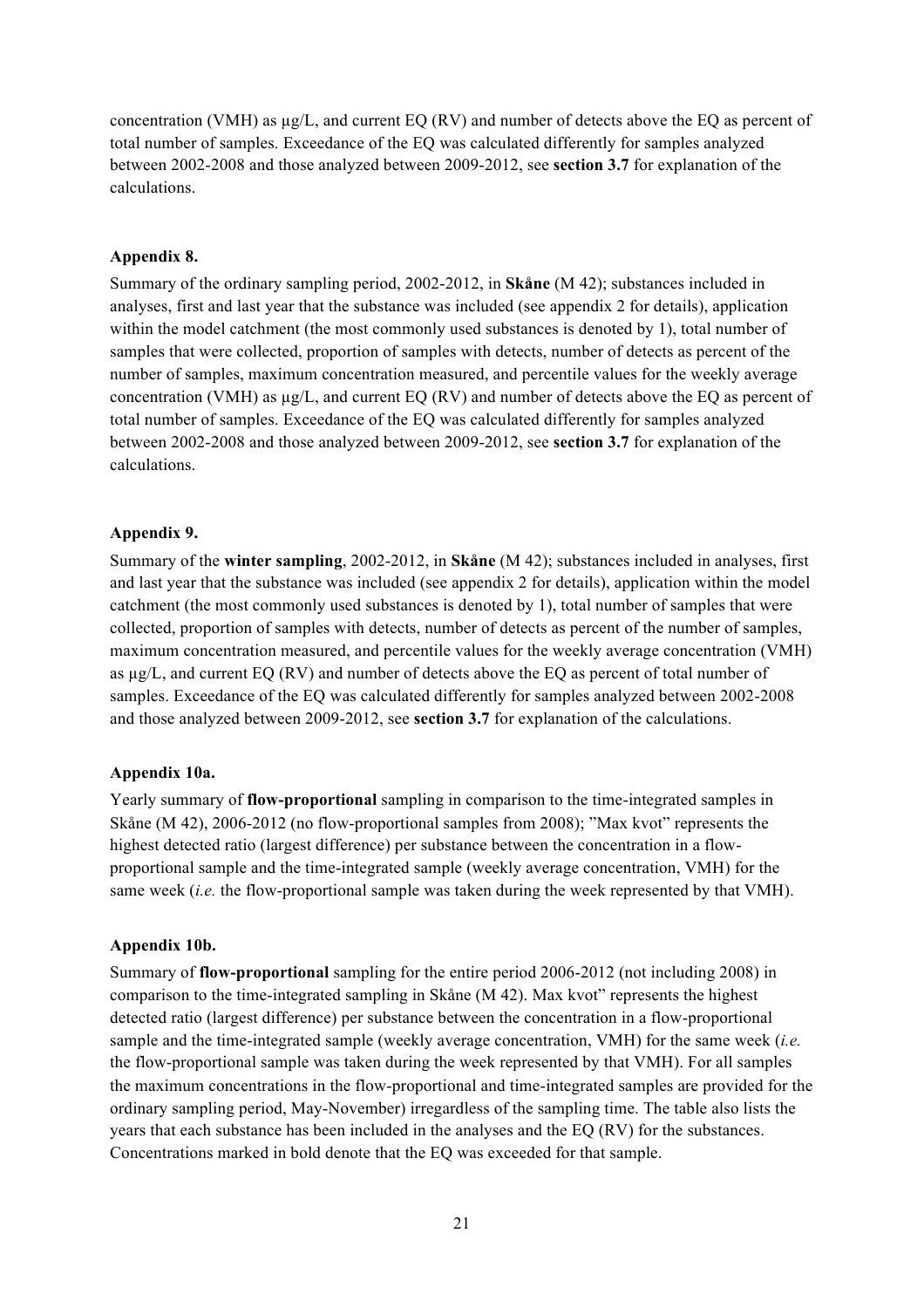concentration (VMH) as µg/L, and current EQ (RV) and number of detects above the EQ as percent of total number of samples. Exceedance of the EQ was calculated differently for samples analyzed between 2002-2008 and those analyzed between 2009-2012, see **section 3.7** for explanation of the calculations.

#### Appendix 8.

Summary of the ordinary sampling period, 2002-2012, in **Skåne** (M 42); substances included in analyses, first and last year that the substance was included (see appendix 2 for details), application within the model catchment (the most commonly used substances is denoted by 1), total number of samples that were collected, proportion of samples with detects, number of detects as percent of the number of samples, maximum concentration measured, and percentile values for the weekly average concentration (VMH) as µg/L, and current EQ (RV) and number of detects above the EQ as percent of total number of samples. Exceedance of the EQ was calculated differently for samples analyzed between 2002-2008 and those analyzed between 2009-2012, see **section 3.7** for explanation of the calculations.

#### Appendix 9.

Summary of the **winter sampling**, 2002-2012, in **Skåne** (M 42); substances included in analyses, first and last year that the substance was included (see appendix 2 for details), application within the model catchment (the most commonly used substances is denoted by 1), total number of samples that were collected, proportion of samples with detects, number of detects as percent of the number of samples, maximum concentration measured, and percentile values for the weekly average concentration (VMH) as µg/L, and current EQ (RV) and number of detects above the EQ as percent of total number of samples. Exceedance of the EQ was calculated differently for samples analyzed between 2002-2008 and those analyzed between 2009-2012, see **section 3.7** for explanation of the calculations.

#### Appendix 10a.

Yearly summary of **flow-proportional** sampling in comparison to the time-integrated samples in Skåne (M 42), 2006-2012 (no flow-proportional samples from 2008); "Max kvot" represents the highest detected ratio (largest difference) per substance between the concentration in a flow-proportional sample and the time-integrated sample (weekly average concentration, VMH) for the same week (*i.e.* the flow-proportional sample was taken during the week represented by that VMH).

#### Appendix 10b.

Summary of **flow-proportional** sampling for the entire period 2006-2012 (not including 2008) in comparison to the time-integrated sampling in Skåne (M 42). Max kvot" represents the highest detected ratio (largest difference) per substance between the concentration in a flow-proportional sample and the time-integrated sample (weekly average concentration, VMH) for the same week (*i.e.* the flow-proportional sample was taken during the week represented by that VMH). For all samples the maximum concentrations in the flow-proportional and time-integrated samples are provided for the ordinary sampling period, May-November) irregardless of the sampling time. The table also lists the years that each substance has been included in the analyses and the EQ (RV) for the substances. Concentrations marked in bold denote that the EQ was exceeded for that sample.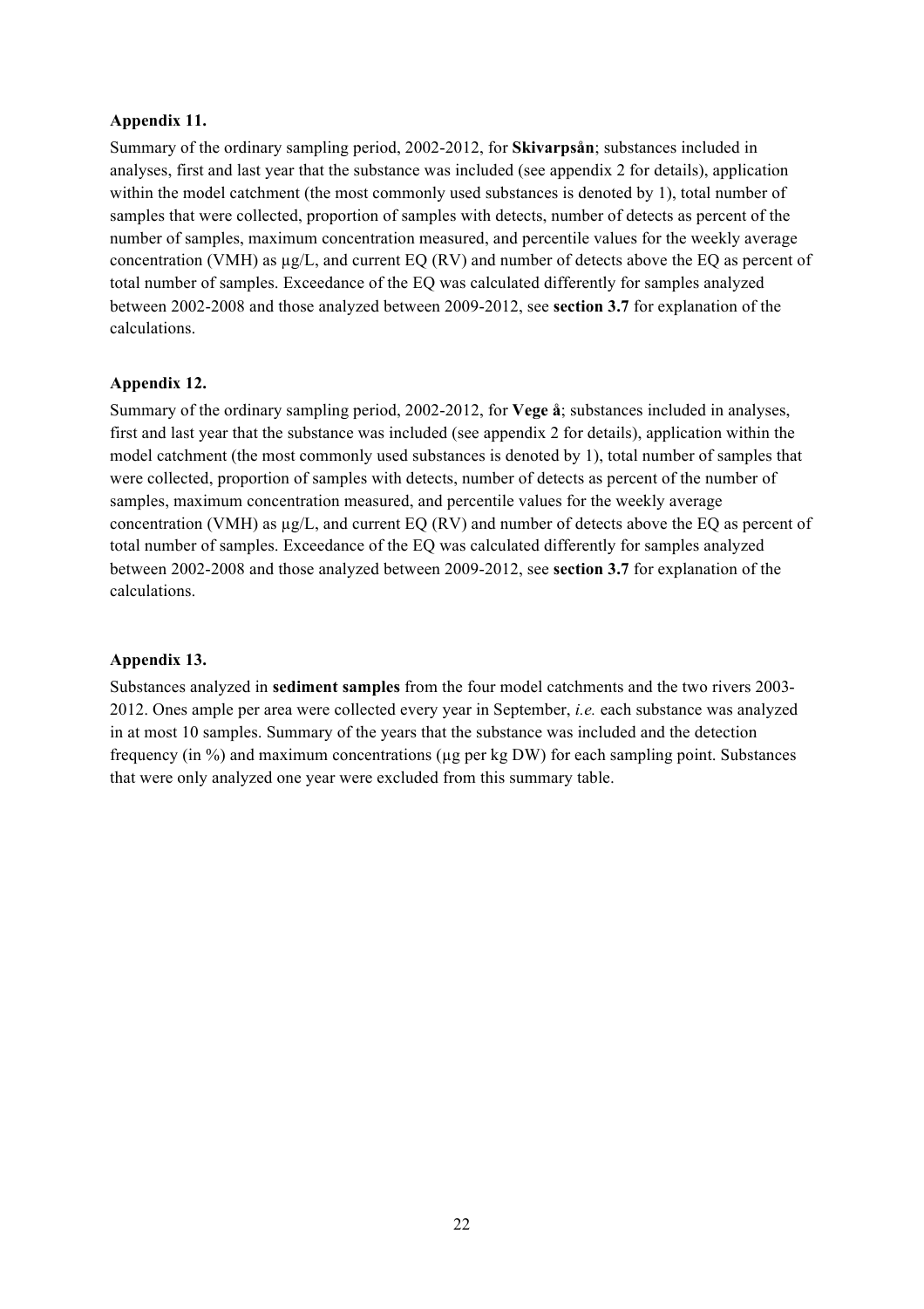**Appendix 11.**

Summary of the ordinary sampling period, 2002-2012, for **Skivarpsån**; substances included in analyses, first and last year that the substance was included (see appendix 2 for details), application within the model catchment (the most commonly used substances is denoted by 1), total number of samples that were collected, proportion of samples with detects, number of detects as percent of the number of samples, maximum concentration measured, and percentile values for the weekly average concentration (VMH) as µg/L, and current EQ (RV) and number of detects above the EQ as percent of total number of samples. Exceedance of the EQ was calculated differently for samples analyzed between 2002-2008 and those analyzed between 2009-2012, see **section 3.7** for explanation of the calculations.

**Appendix 12.**

Summary of the ordinary sampling period, 2002-2012, for **Vege å**; substances included in analyses, first and last year that the substance was included (see appendix 2 for details), application within the model catchment (the most commonly used substances is denoted by 1), total number of samples that were collected, proportion of samples with detects, number of detects as percent of the number of samples, maximum concentration measured, and percentile values for the weekly average concentration (VMH) as µg/L, and current EQ (RV) and number of detects above the EQ as percent of total number of samples. Exceedance of the EQ was calculated differently for samples analyzed between 2002-2008 and those analyzed between 2009-2012, see **section 3.7** for explanation of the calculations.

**Appendix 13.**

Substances analyzed in **sediment samples** from the four model catchments and the two rivers 2003-2012. Ones ample per area were collected every year in September, *i.e.* each substance was analyzed in at most 10 samples. Summary of the years that the substance was included and the detection frequency (in %) and maximum concentrations (µg per kg DW) for each sampling point. Substances that were only analyzed one year were excluded from this summary table.